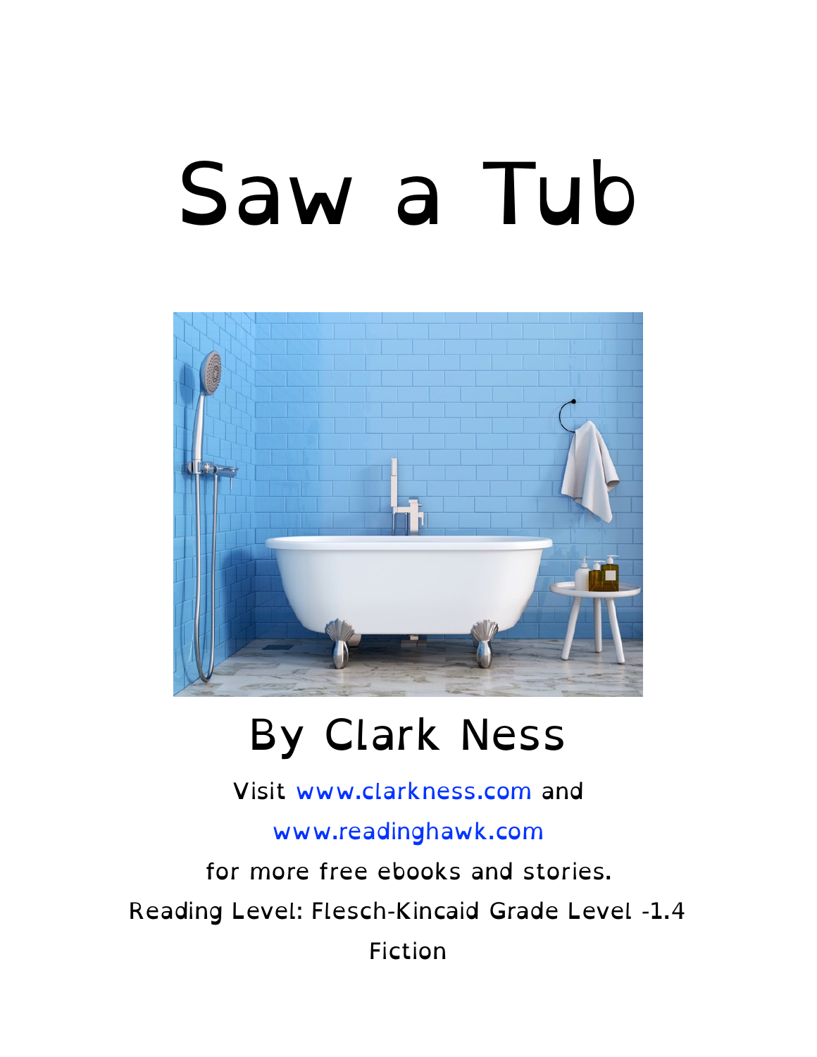# Saw a Tub

## By Clark Ness

Visit www.clarkness.com and

www.readinghawk.com

for more free ebooks and stories.

Reading Level: Flesch-Kincaid Grade Level -1.4

Fiction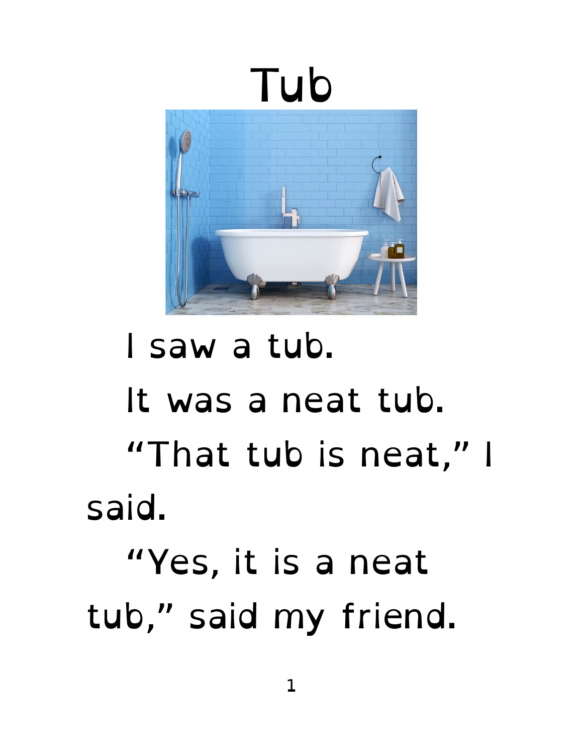# Tub

I saw a tub.

It was a neat tub.

"That tub is neat," I said.

"Yes, it is a neat tub," said my friend.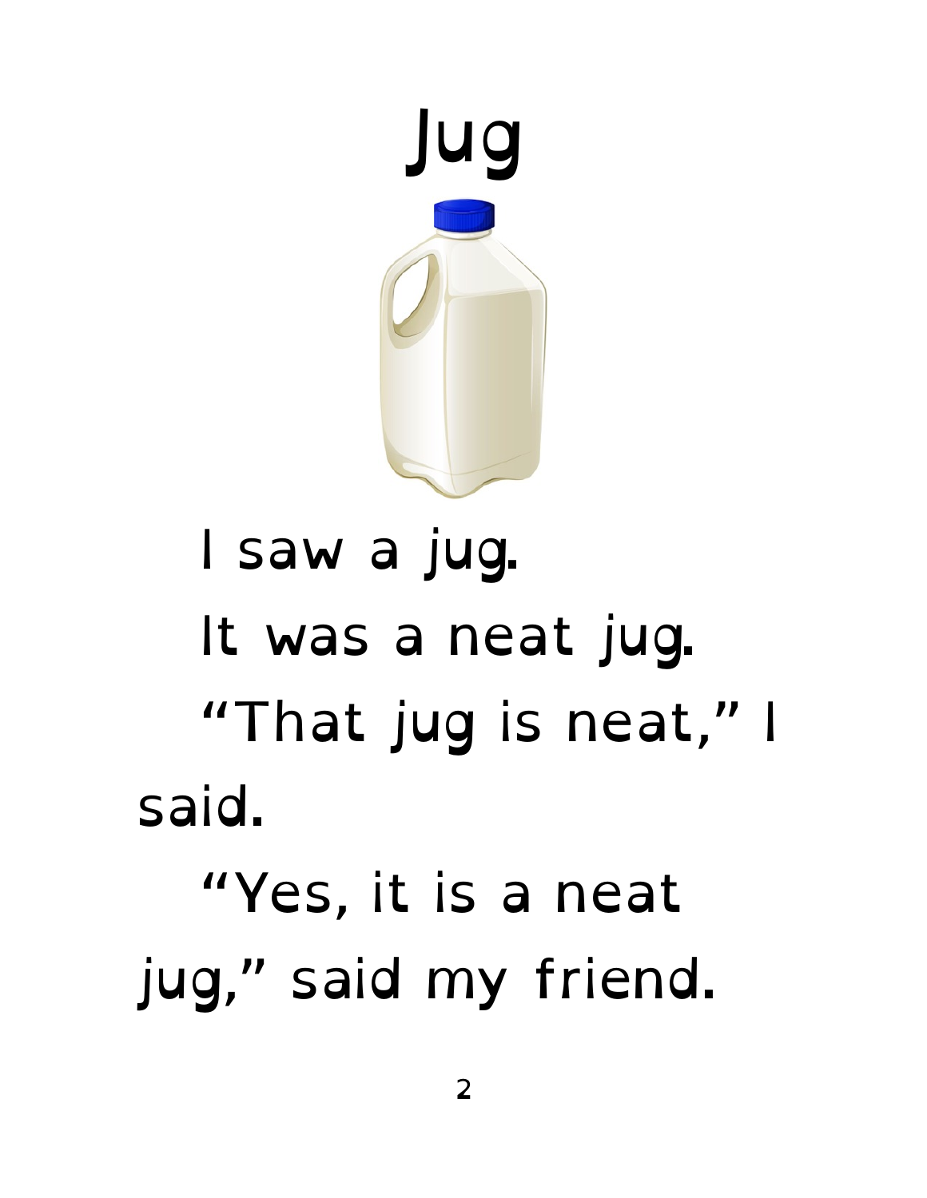# Jug

I saw a jug.

It was a neat jug.

"That jug is neat," I said.

"Yes, it is a neat jug," said my friend.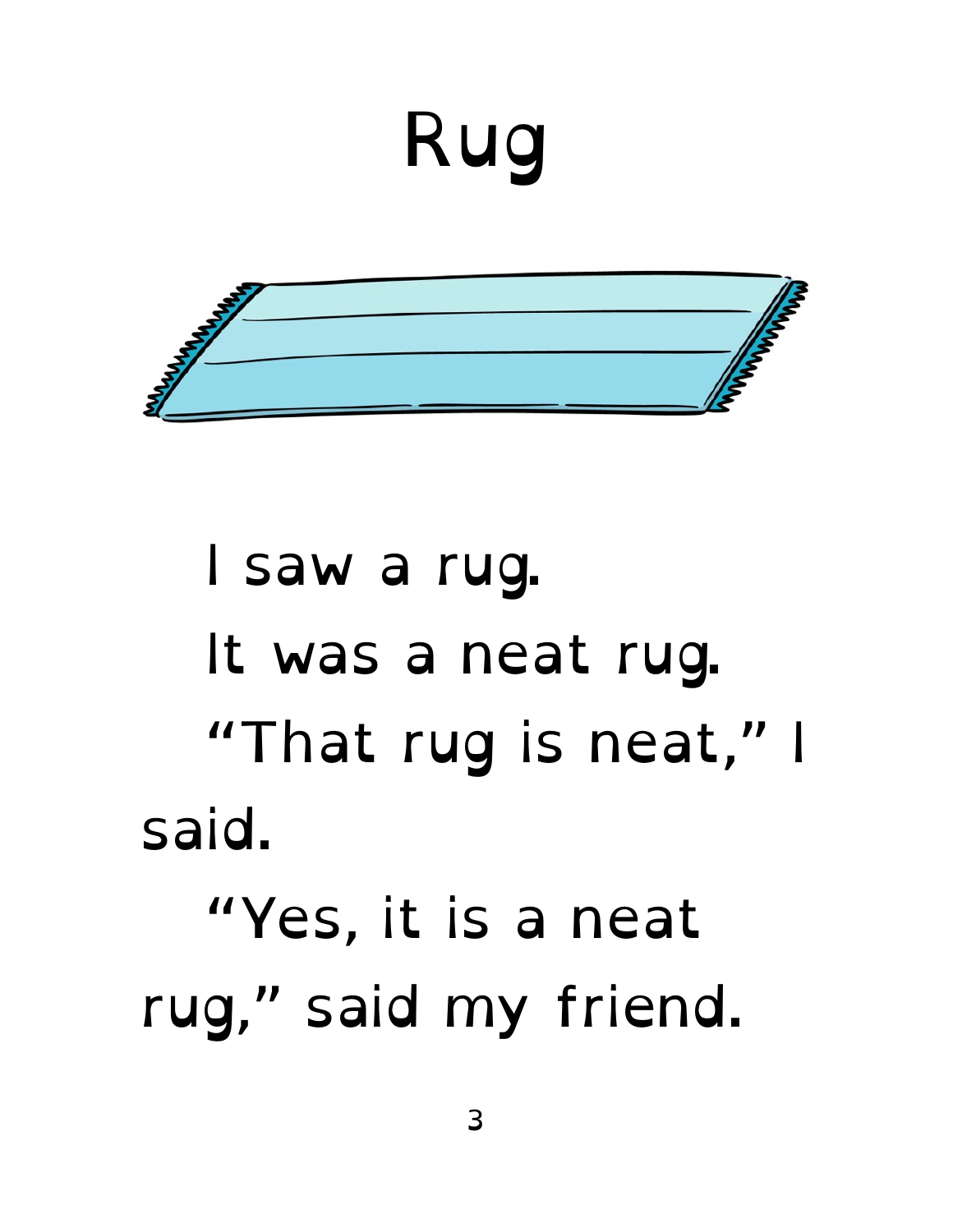# Rug

I saw a rug.

It was a neat rug.

"That rug is neat," I said.

"Yes, it is a neat rug," said my friend.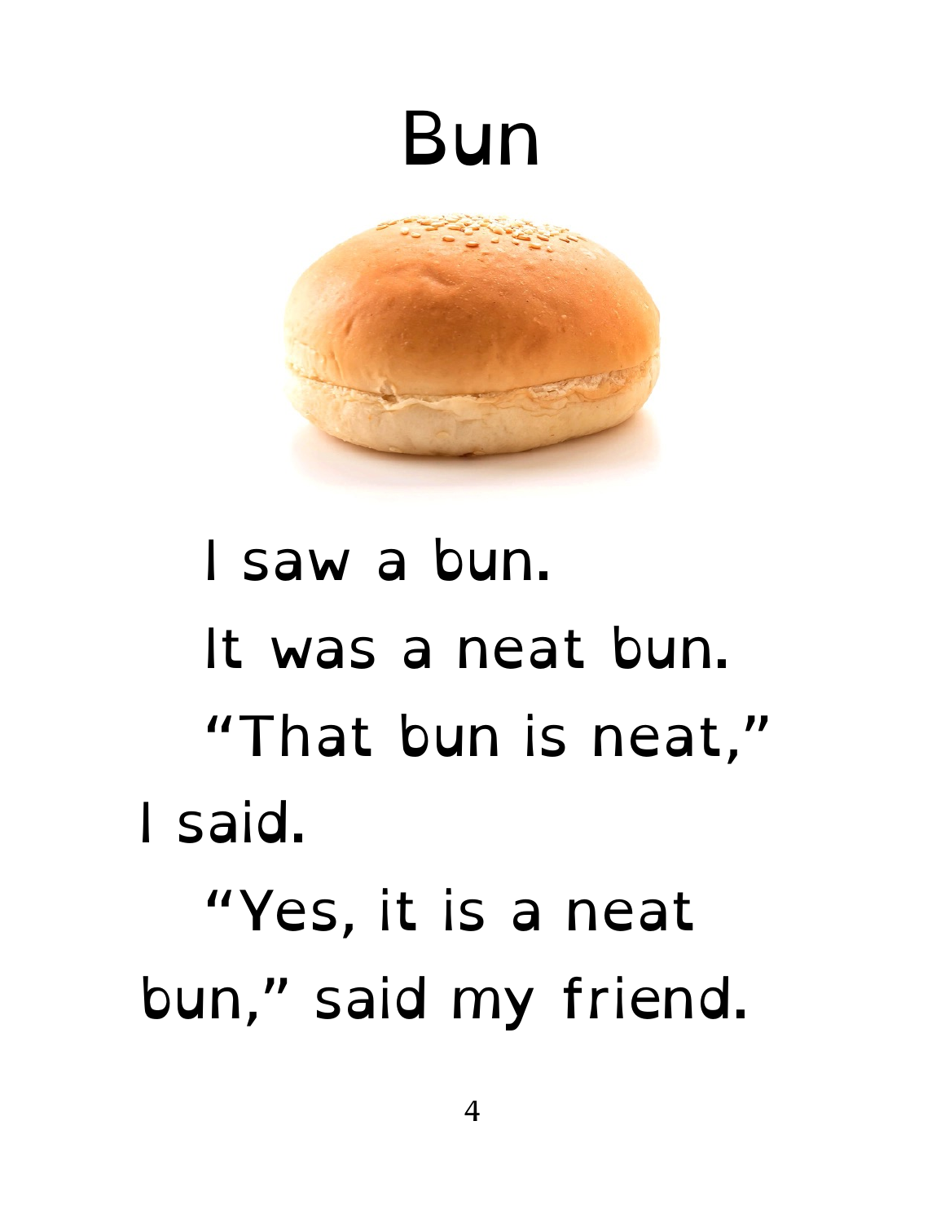# Bun

I saw a bun.

It was a neat bun.

"That bun is neat," I said.

"Yes, it is a neat bun," said my friend.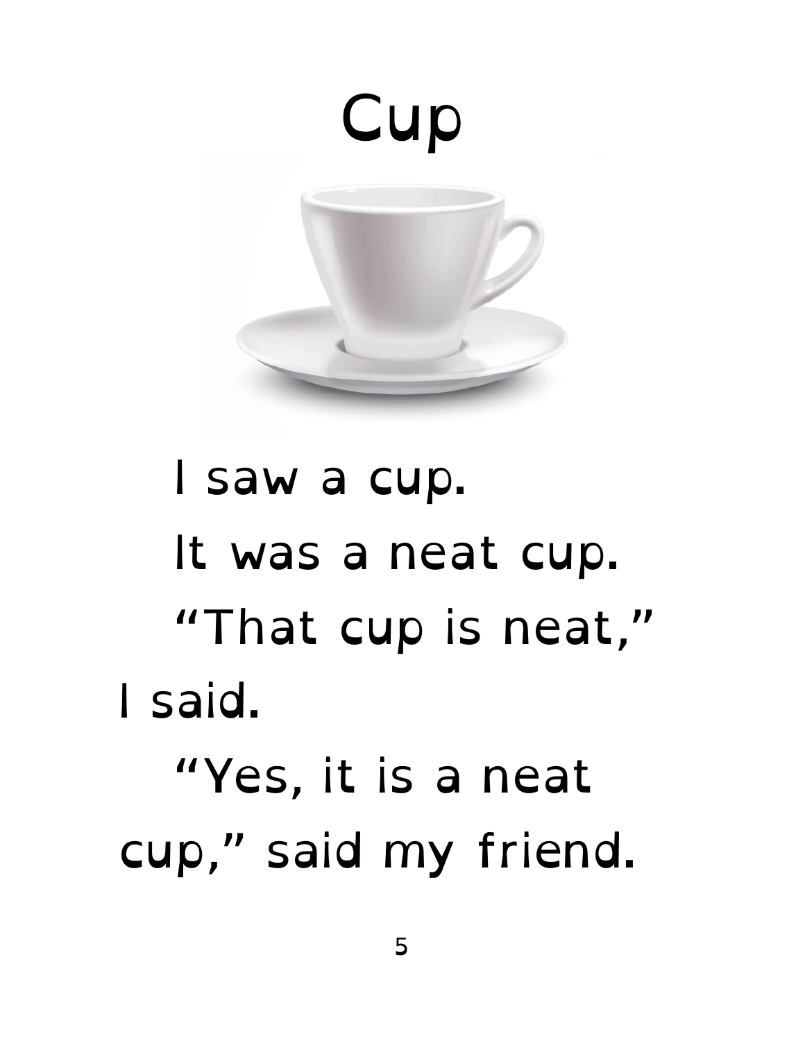# Cup

I saw a cup.

It was a neat cup.

"That cup is neat," I said.

"Yes, it is a neat cup," said my friend.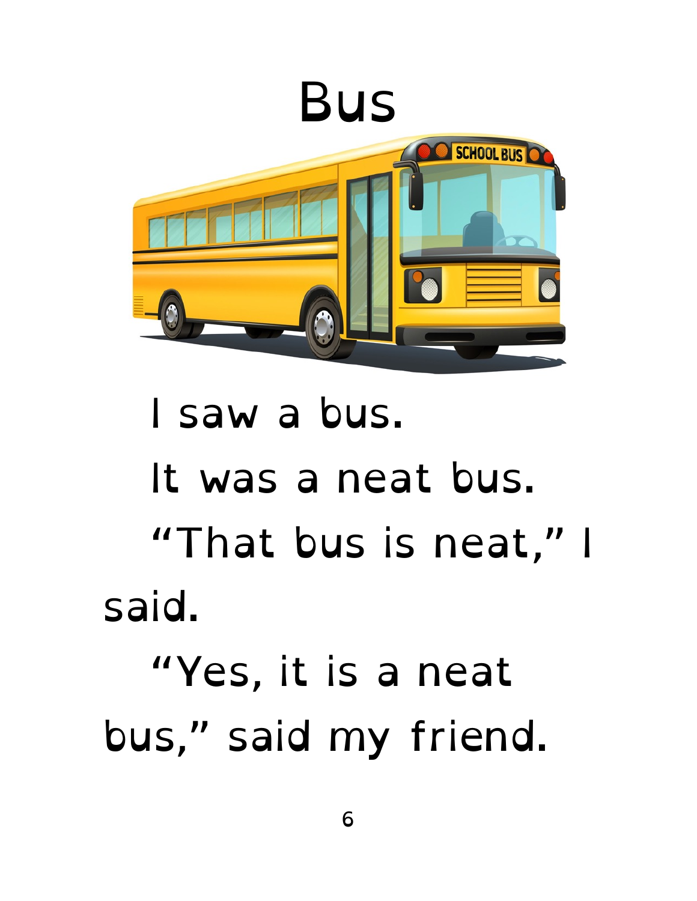# Bus

I saw a bus.

It was a neat bus.

"That bus is neat," I said.

"Yes, it is a neat bus," said my friend.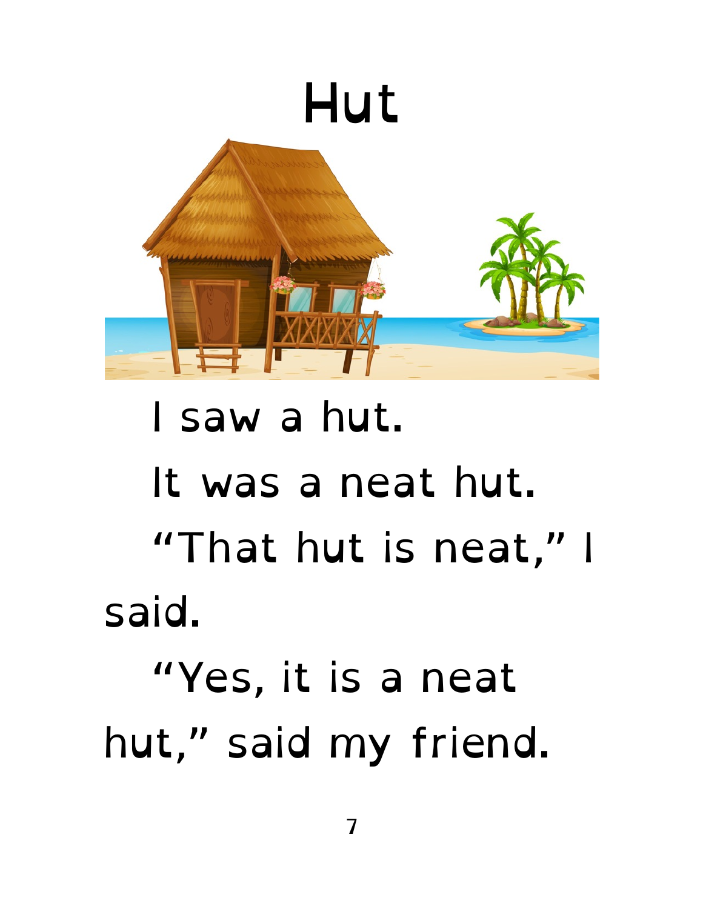# Hut

I saw a hut.

It was a neat hut.

"That hut is neat," I said.

"Yes, it is a neat hut," said my friend.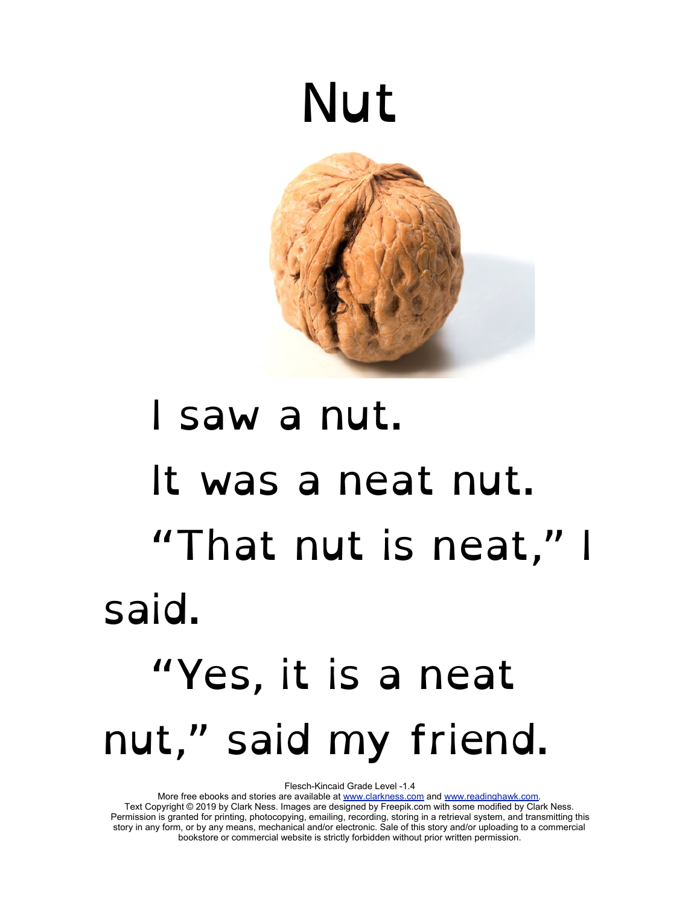# Nut

I saw a nut.

It was a neat nut.

"That nut is neat," I said.

"Yes, it is a neat nut," said my friend.

Flesch-Kincaid Grade Level -1.4
More free ebooks and stories are available at www.clarkness.com and www.readinghawk.com.
Text Copyright © 2019 by Clark Ness. Images are designed by Freepik.com with some modified by Clark Ness.
Permission is granted for printing, photocopying, emailing, recording, storing in a retrieval system, and transmitting this story in any form, or by any means, mechanical and/or electronic. Sale of this story and/or uploading to a commercial bookstore or commercial website is strictly forbidden without prior written permission.